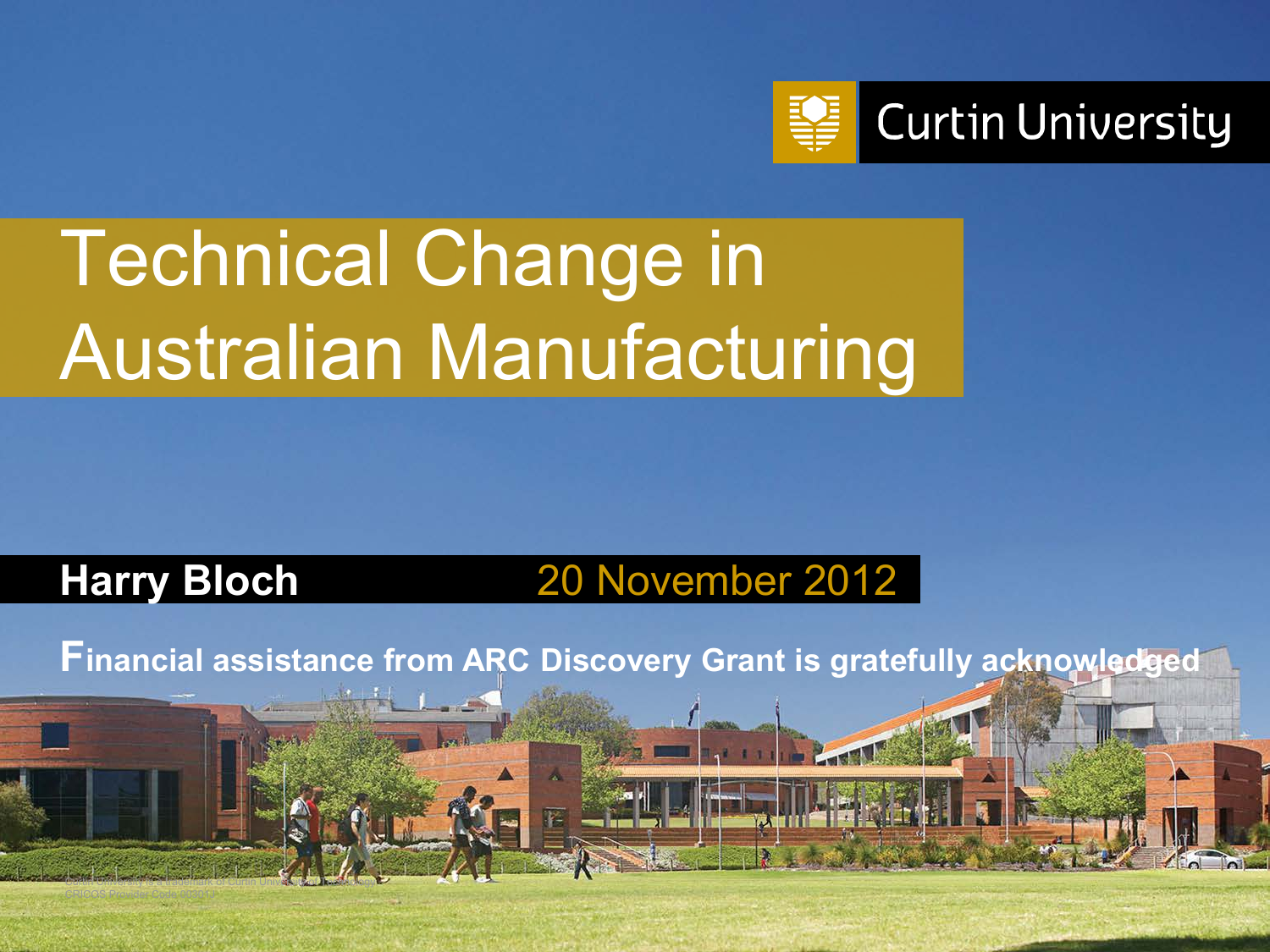Curtin University

# Technical Change in Australian Manufacturing

**Harry Bloch** 20 November 2012

**Financial assistance from ARC Discovery Grant is gratefully acknowledged**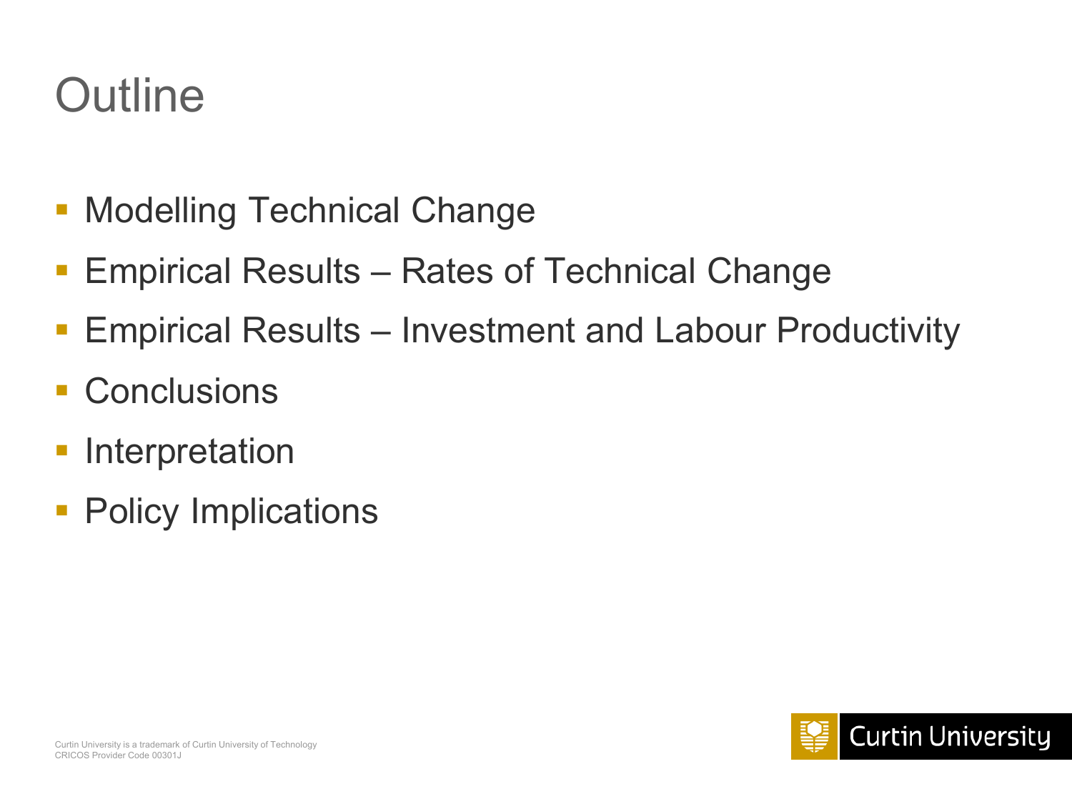# Outline

- Modelling Technical Change
- Empirical Results – Rates of Technical Change
- Empirical Results – Investment and Labour Productivity
- Conclusions
- Interpretation
- Policy Implications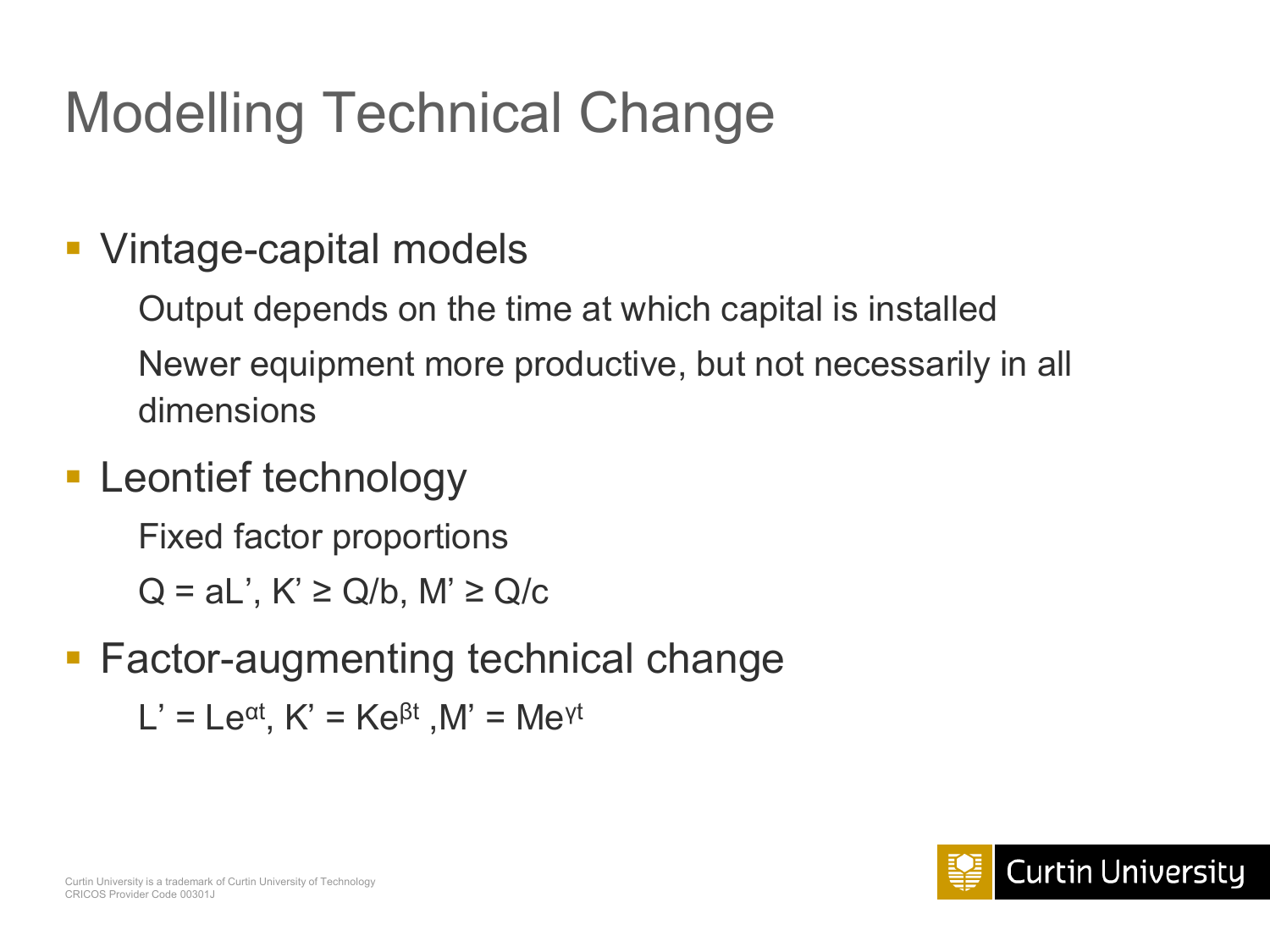# Modelling Technical Change

- Vintage-capital models
  - Output depends on the time at which capital is installed
  - Newer equipment more productive, but not necessarily in all dimensions
- Leontief technology
  - Fixed factor proportions
  - $Q = aL'$, $K' \geq Q/b$, $M' \geq Q/c$
- Factor-augmenting technical change
  - $L' = Le^{\alpha t}$, $K' = Ke^{\beta t}$, $M' = Me^{\gamma t}$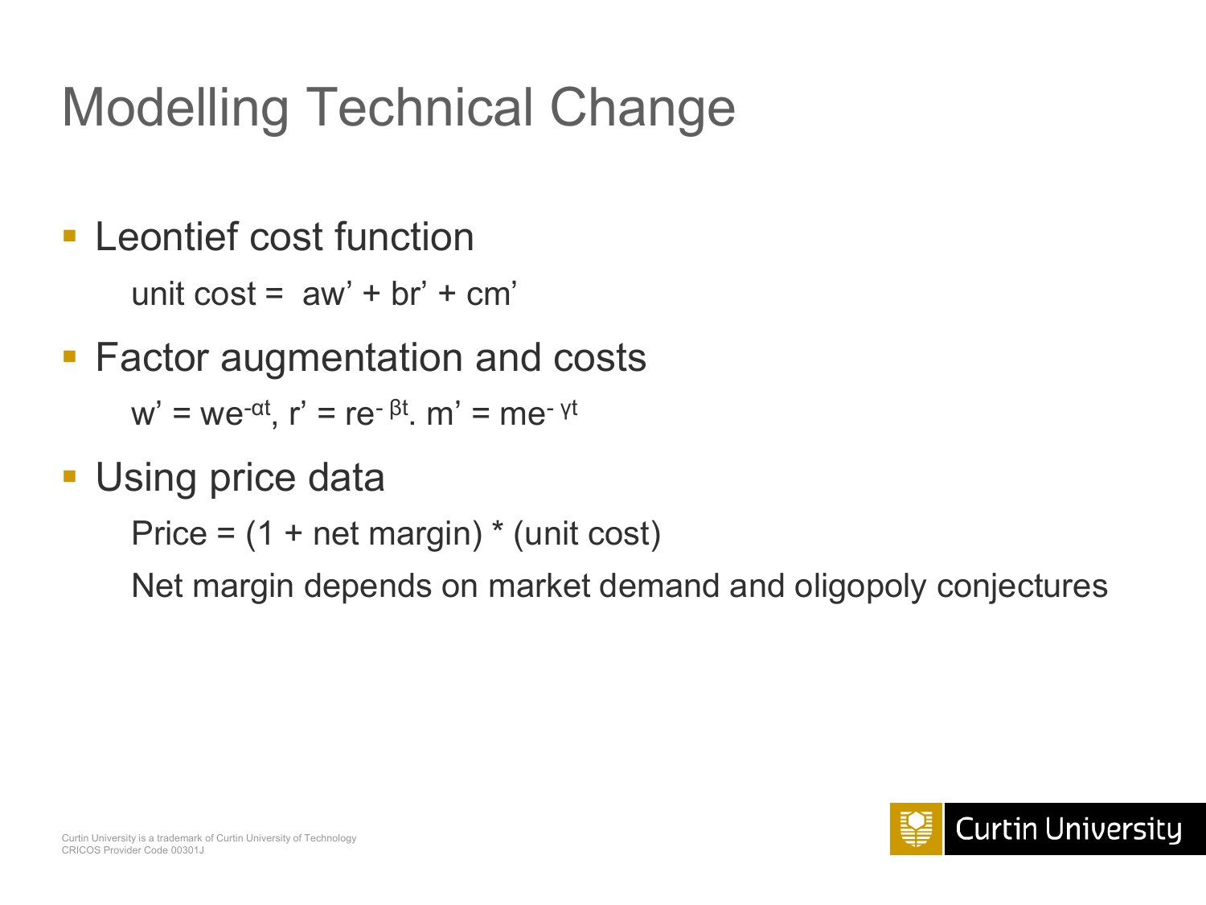# Modelling Technical Change

- Leontief cost function

  unit cost = $aw' + br' + cm'$

- Factor augmentation and costs

  $w' = we^{-\alpha t}$, $r' = re^{-\beta t}$. $m' = me^{-\gamma t}$

- Using price data

  Price = (1 + net margin) * (unit cost)

  Net margin depends on market demand and oligopoly conjectures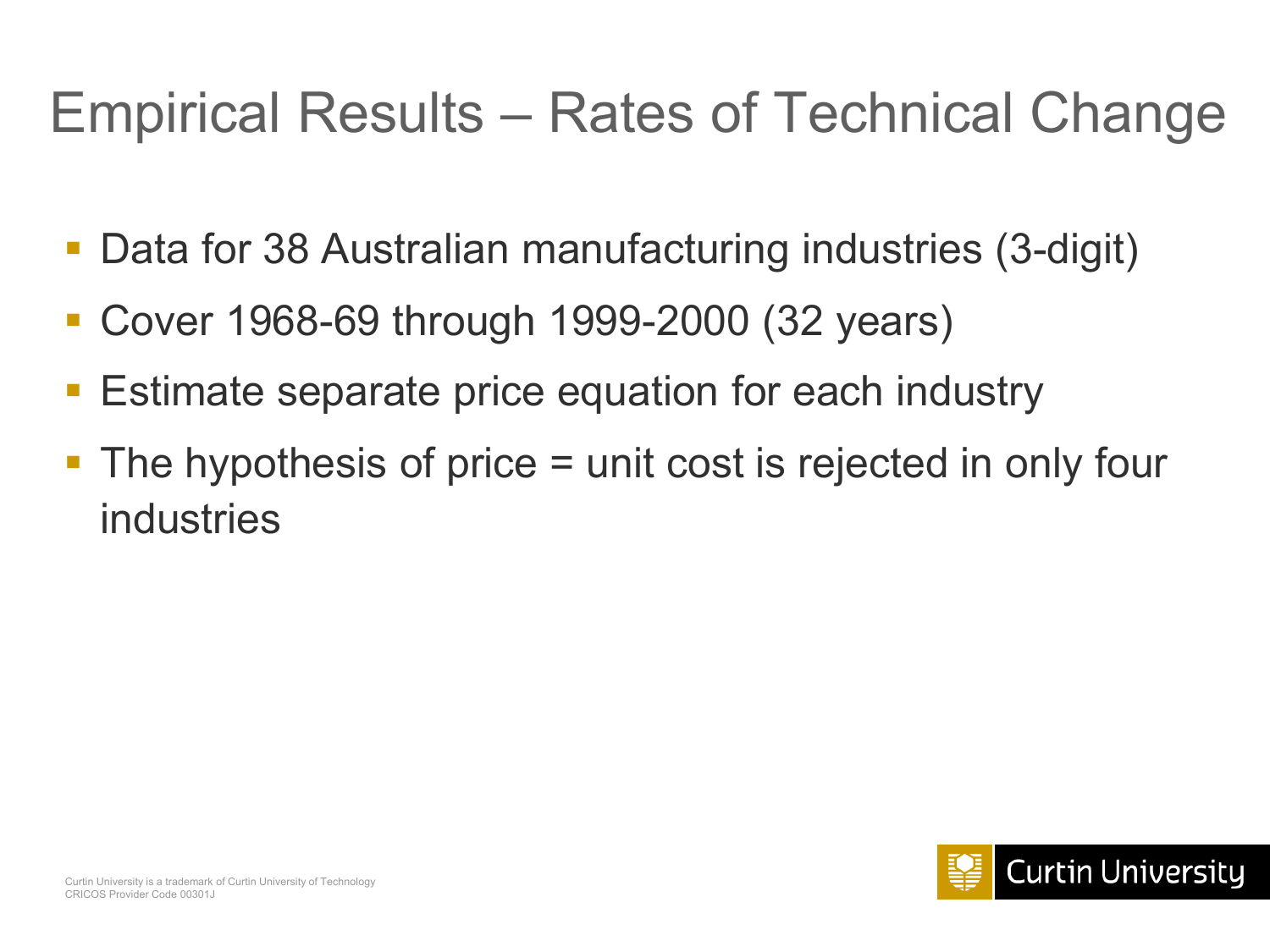# Empirical Results – Rates of Technical Change

- Data for 38 Australian manufacturing industries (3-digit)
- Cover 1968-69 through 1999-2000 (32 years)
- Estimate separate price equation for each industry
- The hypothesis of price = unit cost is rejected in only four industries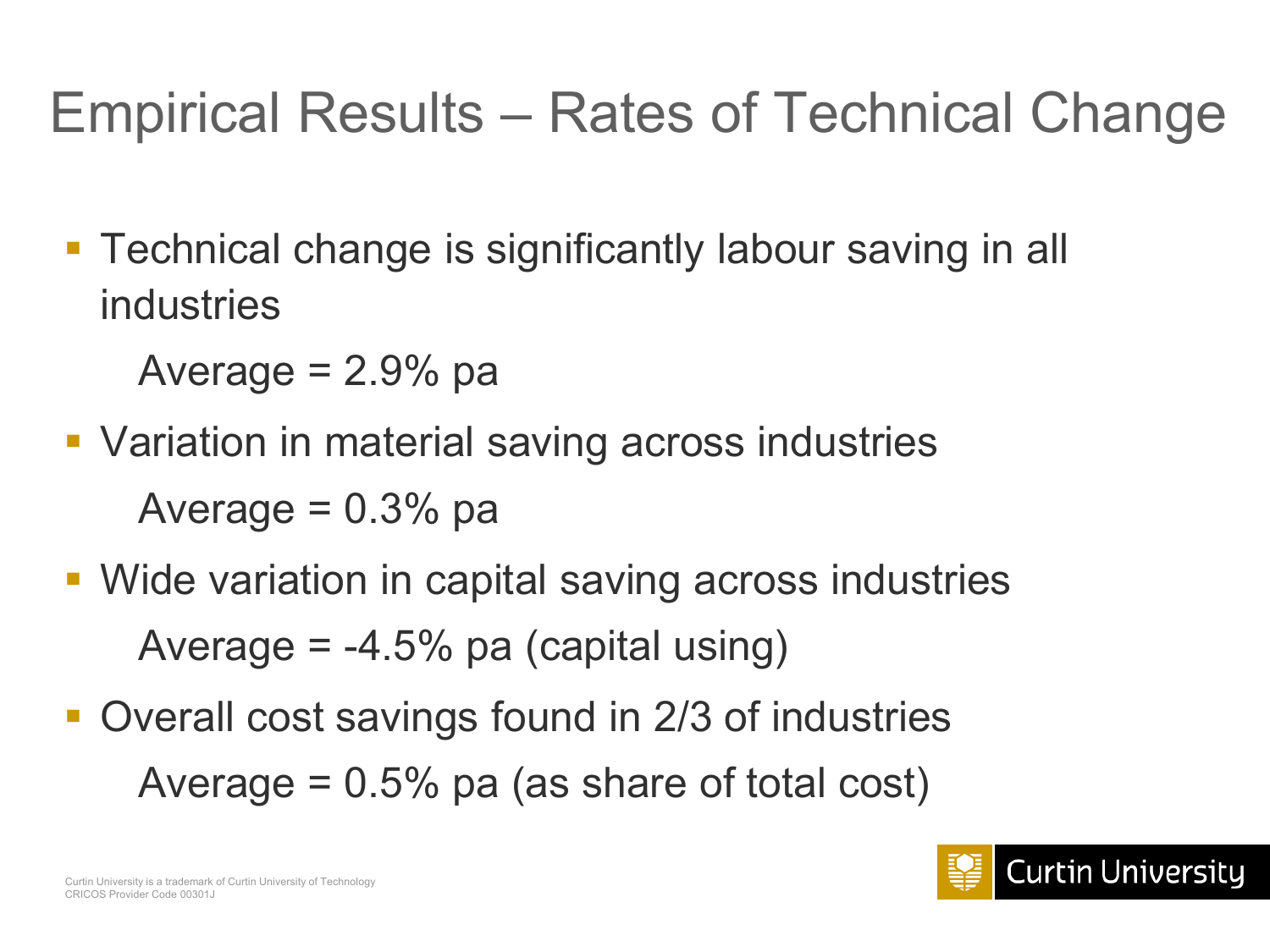# Empirical Results – Rates of Technical Change

- Technical change is significantly labour saving in all industries

  Average = 2.9% pa

- Variation in material saving across industries

  Average = 0.3% pa

- Wide variation in capital saving across industries

  Average = -4.5% pa (capital using)

- Overall cost savings found in 2/3 of industries

  Average = 0.5% pa (as share of total cost)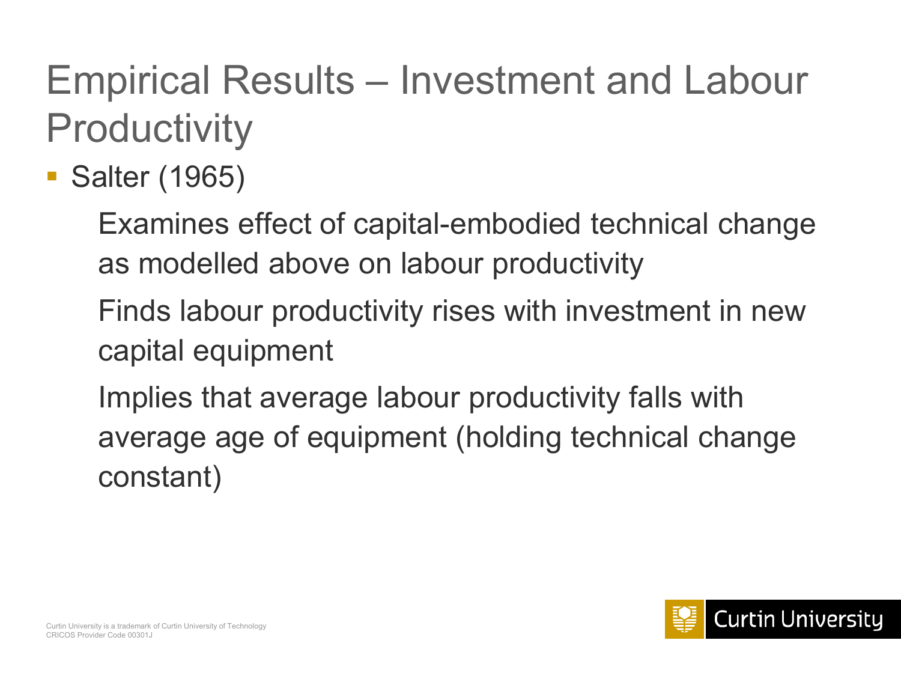# Empirical Results – Investment and Labour Productivity

- Salter (1965)
  - Examines effect of capital-embodied technical change as modelled above on labour productivity
  - Finds labour productivity rises with investment in new capital equipment
  - Implies that average labour productivity falls with average age of equipment (holding technical change constant)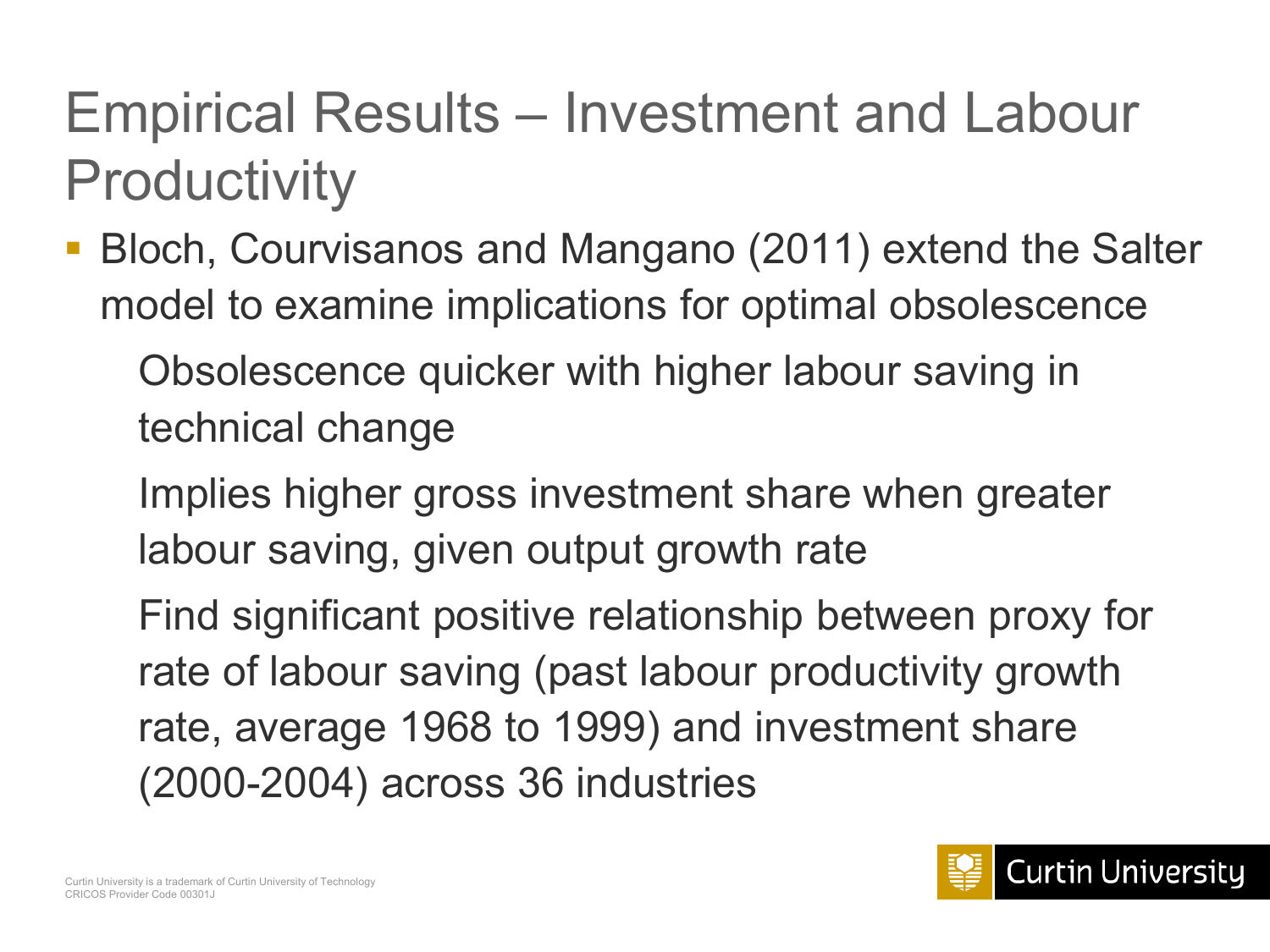# Empirical Results – Investment and Labour Productivity

- Bloch, Courvisanos and Mangano (2011) extend the Salter model to examine implications for optimal obsolescence
  - Obsolescence quicker with higher labour saving in technical change
  - Implies higher gross investment share when greater labour saving, given output growth rate
  - Find significant positive relationship between proxy for rate of labour saving (past labour productivity growth rate, average 1968 to 1999) and investment share (2000-2004) across 36 industries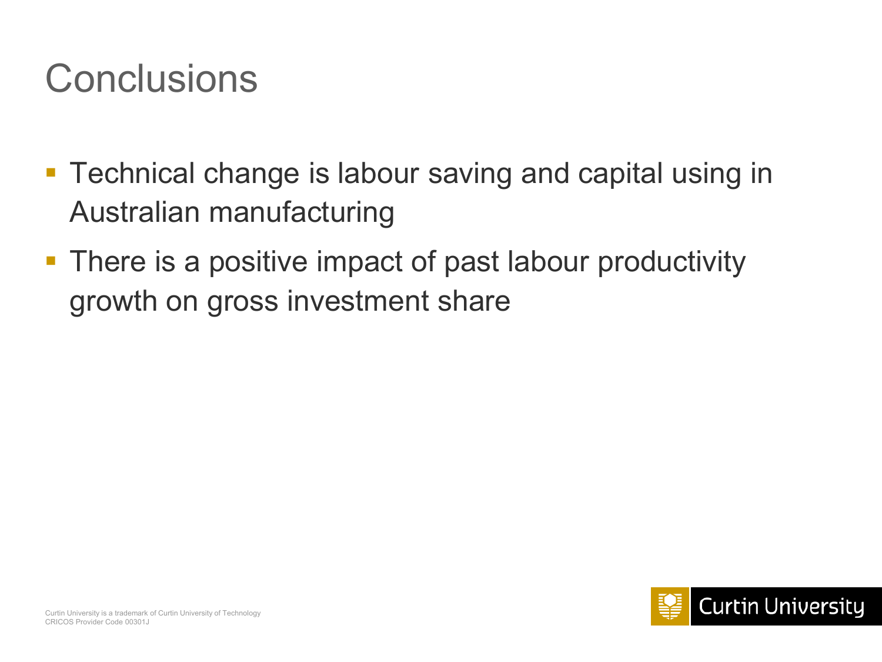# Conclusions

- Technical change is labour saving and capital using in Australian manufacturing
- There is a positive impact of past labour productivity growth on gross investment share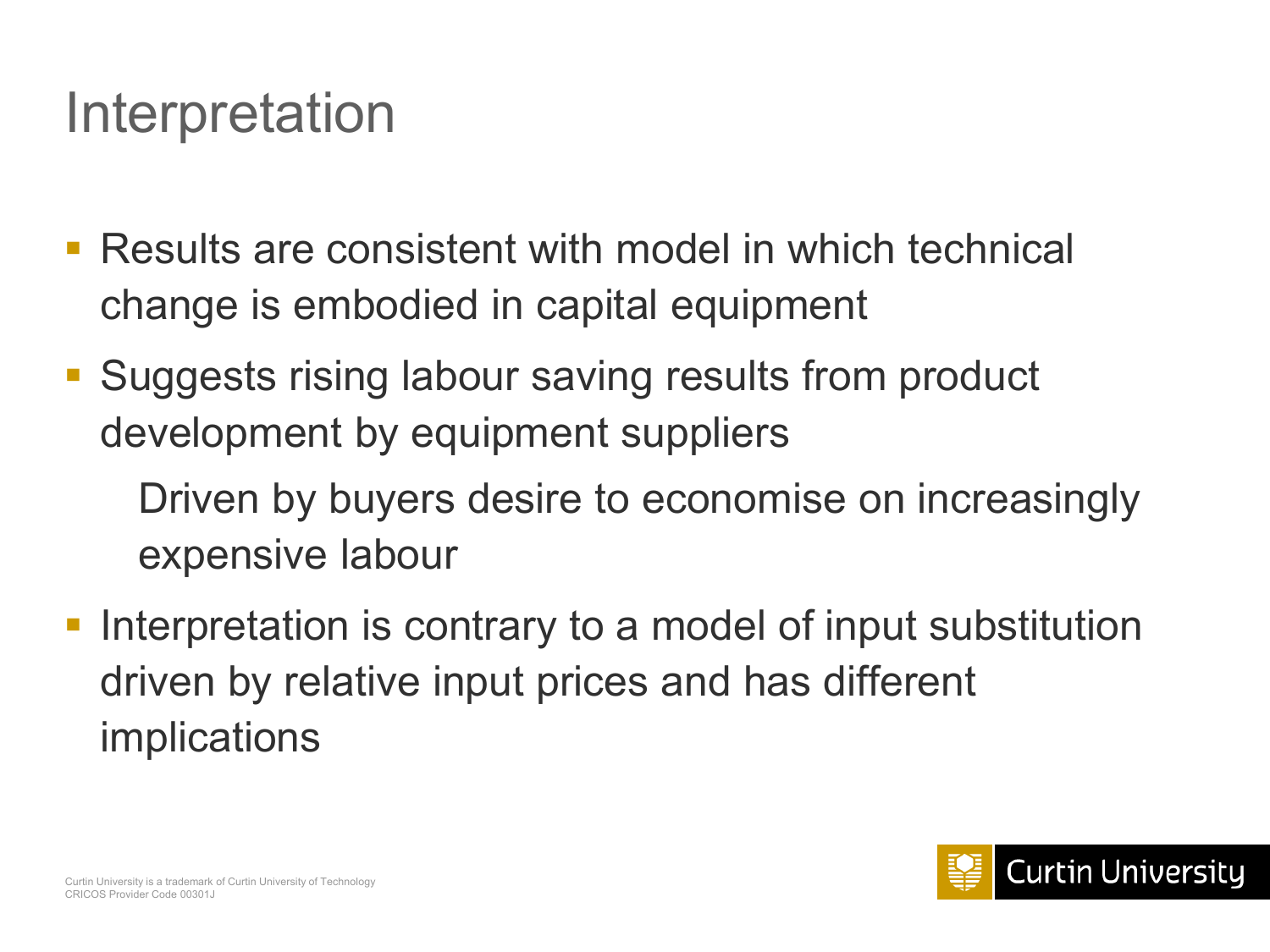# Interpretation

- Results are consistent with model in which technical change is embodied in capital equipment
- Suggests rising labour saving results from product development by equipment suppliers
  - Driven by buyers desire to economise on increasingly expensive labour
- Interpretation is contrary to a model of input substitution driven by relative input prices and has different implications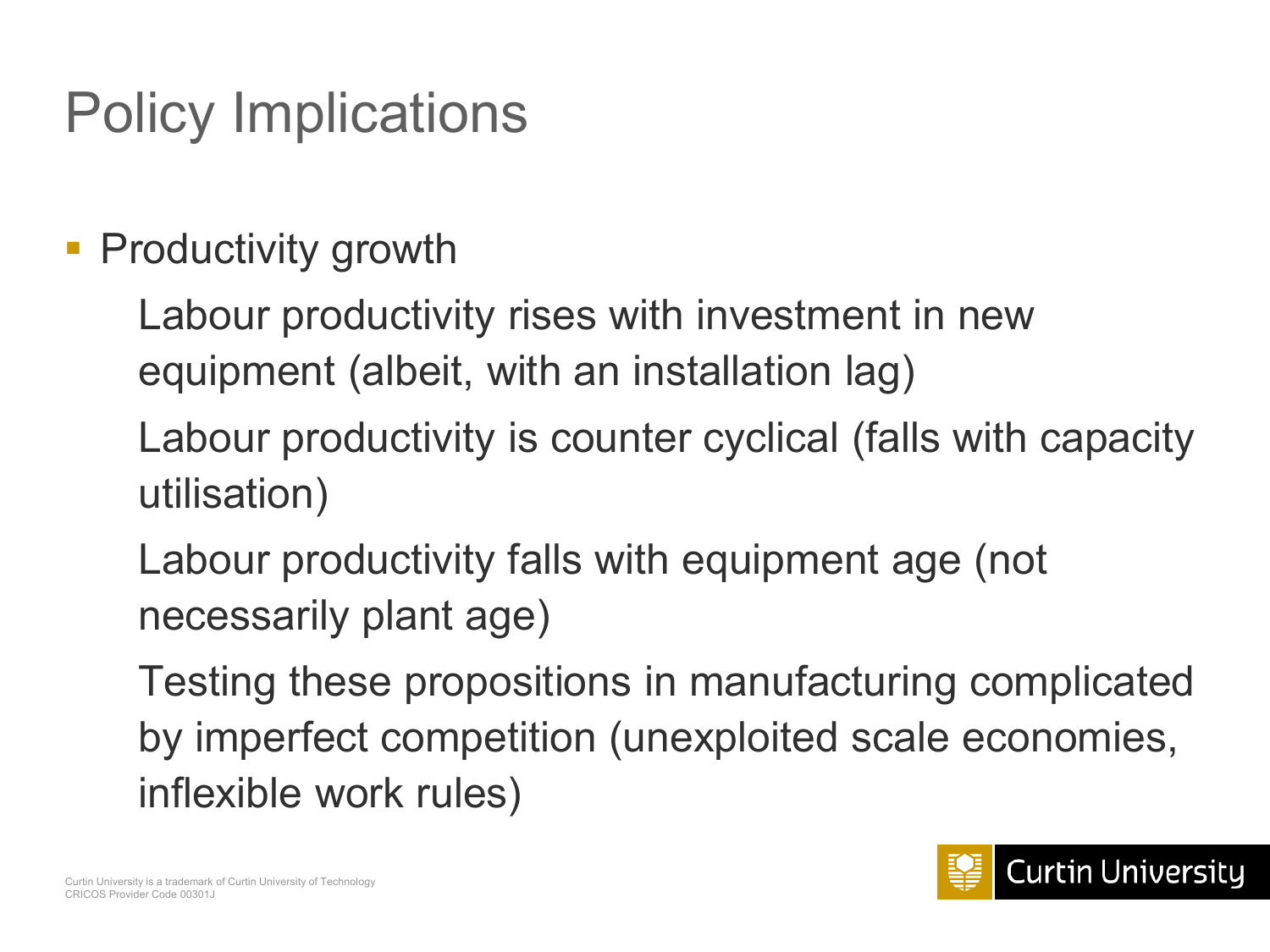# Policy Implications

- Productivity growth
  - Labour productivity rises with investment in new equipment (albeit, with an installation lag)
  - Labour productivity is counter cyclical (falls with capacity utilisation)
  - Labour productivity falls with equipment age (not necessarily plant age)
  - Testing these propositions in manufacturing complicated by imperfect competition (unexploited scale economies, inflexible work rules)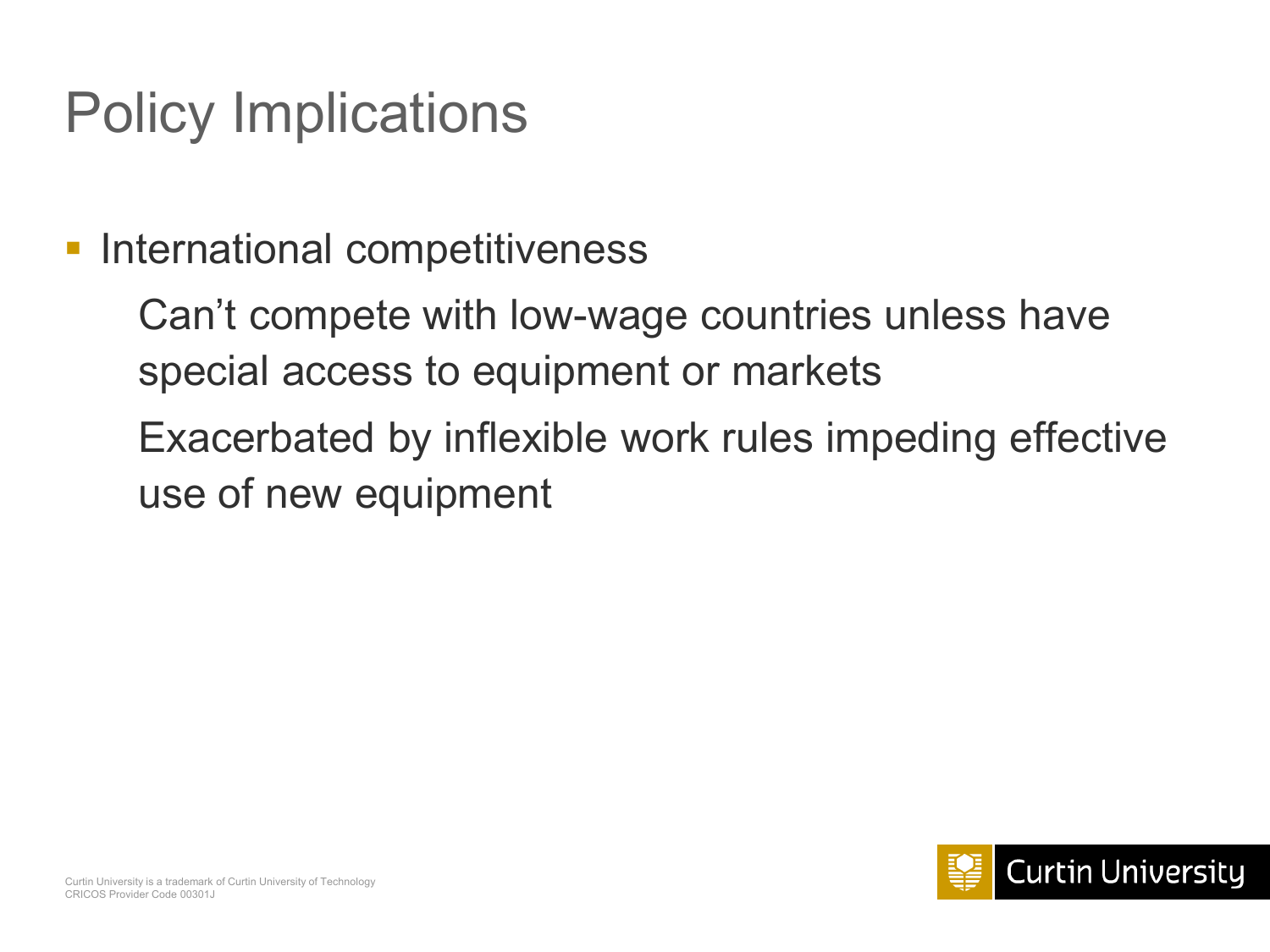# Policy Implications

- International competitiveness

  Can't compete with low-wage countries unless have special access to equipment or markets

  Exacerbated by inflexible work rules impeding effective use of new equipment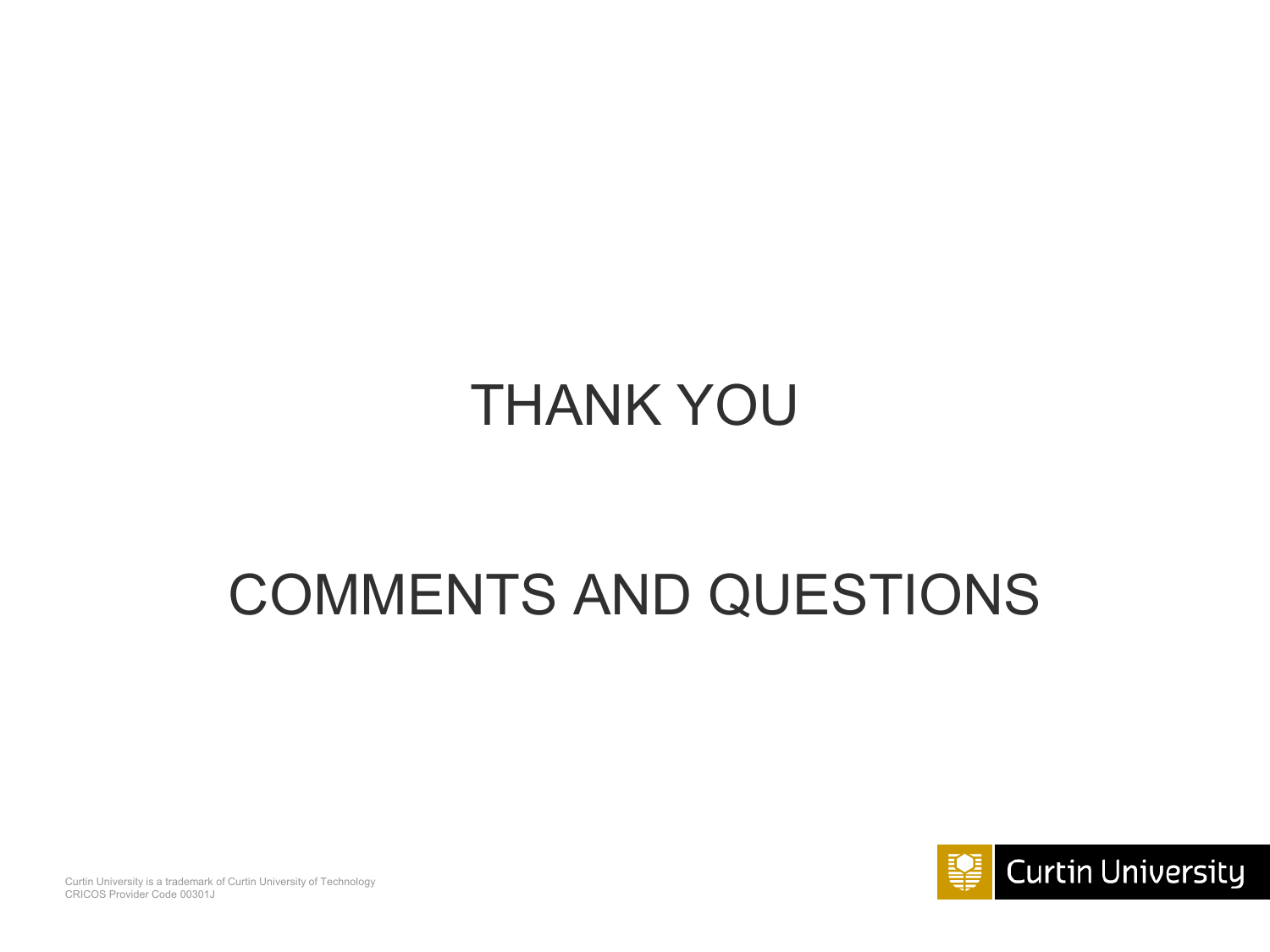# THANK YOU

# COMMENTS AND QUESTIONS

Curtin University is a trademark of Curtin University of Technology
CRICOS Provider Code 00301J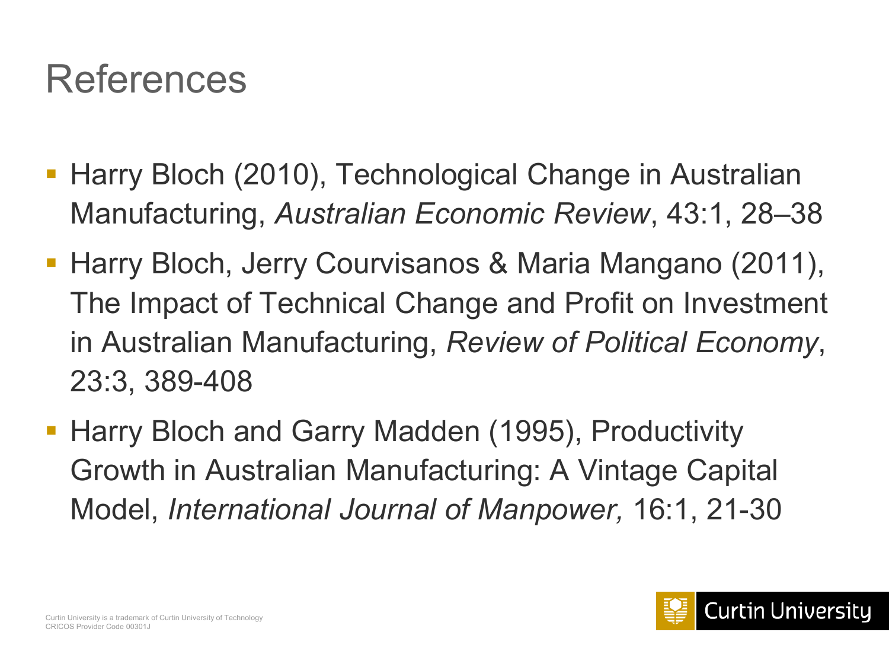# References

- Harry Bloch (2010), Technological Change in Australian Manufacturing, *Australian Economic Review*, 43:1, 28–38
- Harry Bloch, Jerry Courvisanos & Maria Mangano (2011), The Impact of Technical Change and Profit on Investment in Australian Manufacturing, *Review of Political Economy*, 23:3, 389-408
- Harry Bloch and Garry Madden (1995), Productivity Growth in Australian Manufacturing: A Vintage Capital Model, *International Journal of Manpower,* 16:1, 21-30